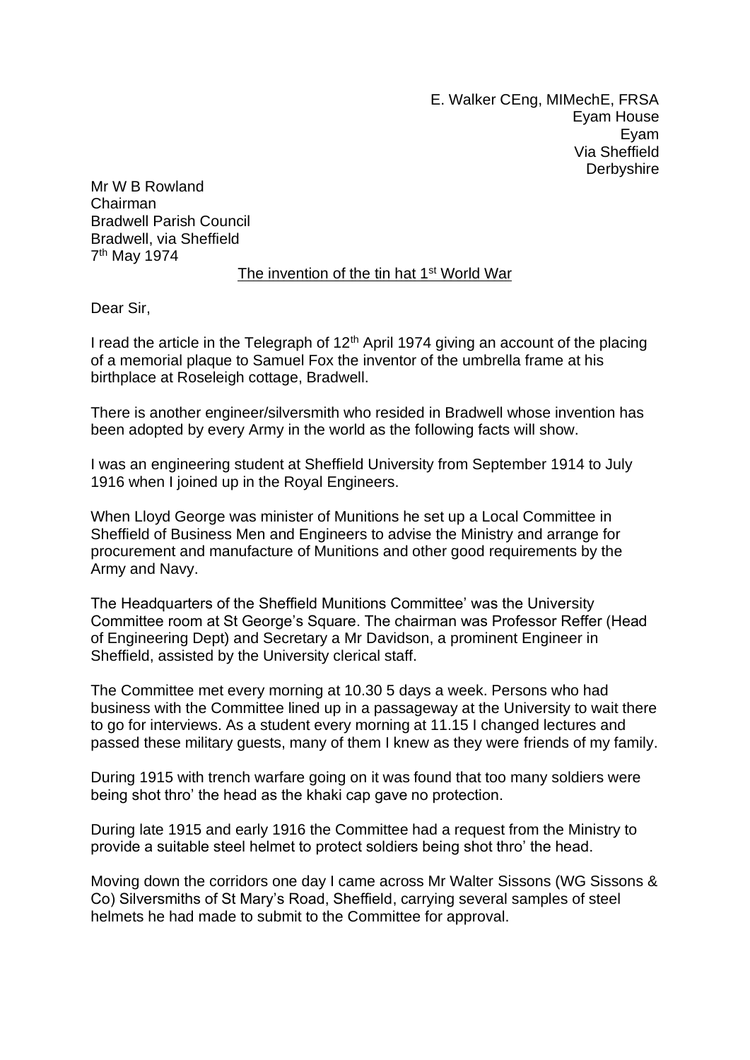E. Walker CEng, MIMechE, FRSA
Eyam House
Eyam
Via Sheffield
Derbyshire

Mr W B Rowland
Chairman
Bradwell Parish Council
Bradwell, via Sheffield
7th May 1974

The invention of the tin hat 1st World War

Dear Sir,

I read the article in the Telegraph of 12th April 1974 giving an account of the placing of a memorial plaque to Samuel Fox the inventor of the umbrella frame at his birthplace at Roseleigh cottage, Bradwell.

There is another engineer/silversmith who resided in Bradwell whose invention has been adopted by every Army in the world as the following facts will show.

I was an engineering student at Sheffield University from September 1914 to July 1916 when I joined up in the Royal Engineers.

When Lloyd George was minister of Munitions he set up a Local Committee in Sheffield of Business Men and Engineers to advise the Ministry and arrange for procurement and manufacture of Munitions and other good requirements by the Army and Navy.

The Headquarters of the Sheffield Munitions Committee' was the University Committee room at St George's Square. The chairman was Professor Reffer (Head of Engineering Dept) and Secretary a Mr Davidson, a prominent Engineer in Sheffield, assisted by the University clerical staff.

The Committee met every morning at 10.30 5 days a week. Persons who had business with the Committee lined up in a passageway at the University to wait there to go for interviews. As a student every morning at 11.15 I changed lectures and passed these military guests, many of them I knew as they were friends of my family.

During 1915 with trench warfare going on it was found that too many soldiers were being shot thro' the head as the khaki cap gave no protection.

During late 1915 and early 1916 the Committee had a request from the Ministry to provide a suitable steel helmet to protect soldiers being shot thro' the head.

Moving down the corridors one day I came across Mr Walter Sissons (WG Sissons & Co) Silversmiths of St Mary's Road, Sheffield, carrying several samples of steel helmets he had made to submit to the Committee for approval.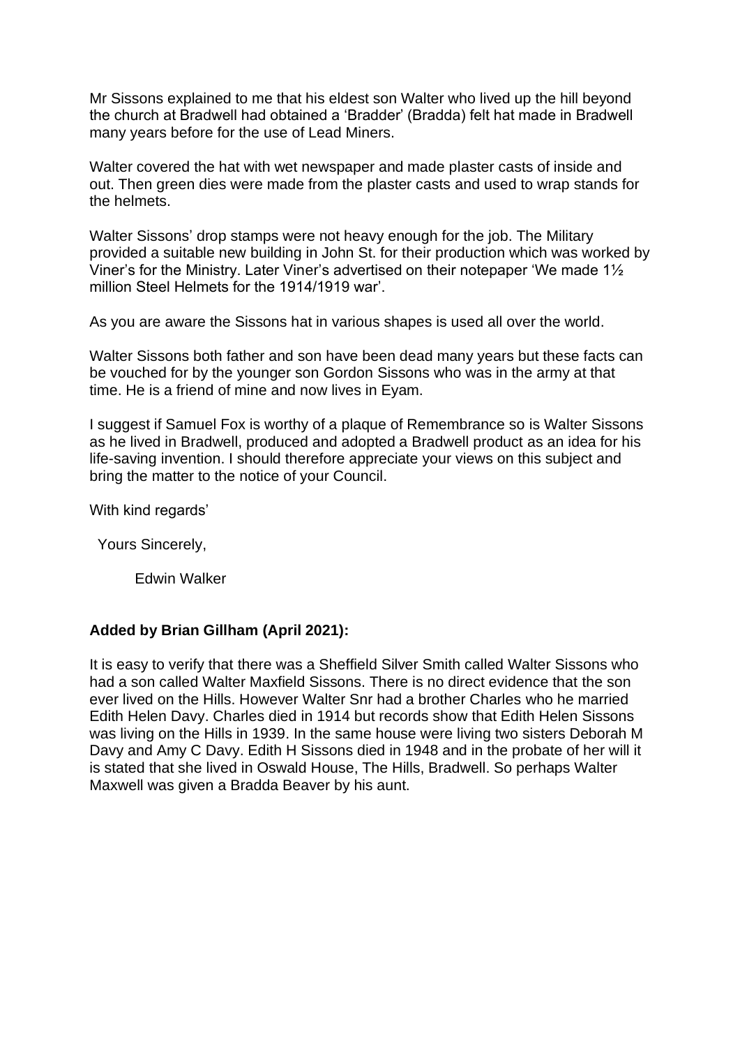Mr Sissons explained to me that his eldest son Walter who lived up the hill beyond the church at Bradwell had obtained a 'Bradder' (Bradda) felt hat made in Bradwell many years before for the use of Lead Miners.

Walter covered the hat with wet newspaper and made plaster casts of inside and out. Then green dies were made from the plaster casts and used to wrap stands for the helmets.

Walter Sissons' drop stamps were not heavy enough for the job. The Military provided a suitable new building in John St. for their production which was worked by Viner's for the Ministry. Later Viner's advertised on their notepaper 'We made 1½ million Steel Helmets for the 1914/1919 war'.

As you are aware the Sissons hat in various shapes is used all over the world.

Walter Sissons both father and son have been dead many years but these facts can be vouched for by the younger son Gordon Sissons who was in the army at that time. He is a friend of mine and now lives in Eyam.

I suggest if Samuel Fox is worthy of a plaque of Remembrance so is Walter Sissons as he lived in Bradwell, produced and adopted a Bradwell product as an idea for his life-saving invention. I should therefore appreciate your views on this subject and bring the matter to the notice of your Council.

With kind regards'

Yours Sincerely,

Edwin Walker

**Added by Brian Gillham (April 2021):**

It is easy to verify that there was a Sheffield Silver Smith called Walter Sissons who had a son called Walter Maxfield Sissons. There is no direct evidence that the son ever lived on the Hills. However Walter Snr had a brother Charles who he married Edith Helen Davy. Charles died in 1914 but records show that Edith Helen Sissons was living on the Hills in 1939. In the same house were living two sisters Deborah M Davy and Amy C Davy. Edith H Sissons died in 1948 and in the probate of her will it is stated that she lived in Oswald House, The Hills, Bradwell. So perhaps Walter Maxwell was given a Bradda Beaver by his aunt.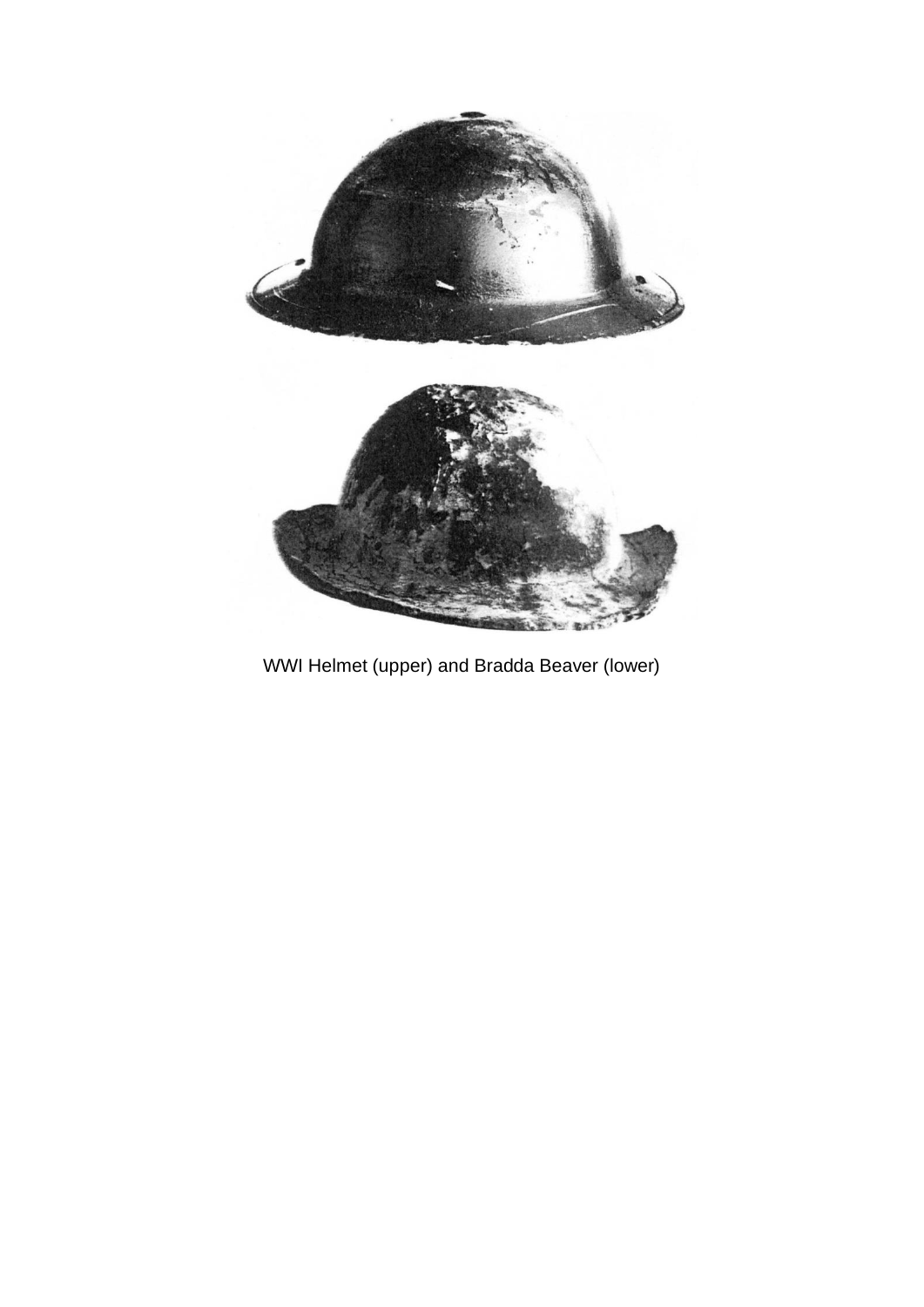WWI Helmet (upper) and Bradda Beaver (lower)